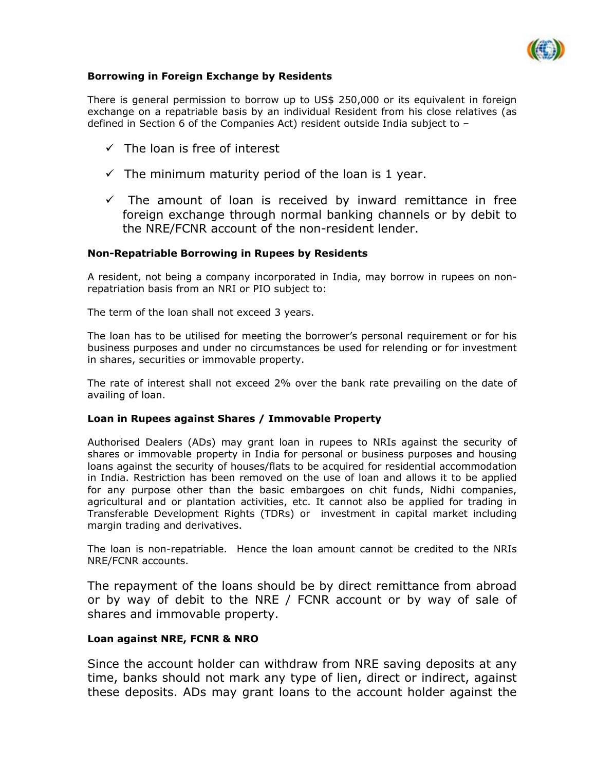**Borrowing in Foreign Exchange by Residents**

There is general permission to borrow up to US$ 250,000 or its equivalent in foreign exchange on a repatriable basis by an individual Resident from his close relatives (as defined in Section 6 of the Companies Act) resident outside India subject to –

- ✓ The loan is free of interest
- ✓ The minimum maturity period of the loan is 1 year.
- ✓ The amount of loan is received by inward remittance in free foreign exchange through normal banking channels or by debit to the NRE/FCNR account of the non-resident lender.

**Non-Repatriable Borrowing in Rupees by Residents**

A resident, not being a company incorporated in India, may borrow in rupees on non-repatriation basis from an NRI or PIO subject to:

The term of the loan shall not exceed 3 years.

The loan has to be utilised for meeting the borrower's personal requirement or for his business purposes and under no circumstances be used for relending or for investment in shares, securities or immovable property.

The rate of interest shall not exceed 2% over the bank rate prevailing on the date of availing of loan.

**Loan in Rupees against Shares / Immovable Property**

Authorised Dealers (ADs) may grant loan in rupees to NRIs against the security of shares or immovable property in India for personal or business purposes and housing loans against the security of houses/flats to be acquired for residential accommodation in India. Restriction has been removed on the use of loan and allows it to be applied for any purpose other than the basic embargoes on chit funds, Nidhi companies, agricultural and or plantation activities, etc. It cannot also be applied for trading in Transferable Development Rights (TDRs) or investment in capital market including margin trading and derivatives.

The loan is non-repatriable. Hence the loan amount cannot be credited to the NRIs NRE/FCNR accounts.

The repayment of the loans should be by direct remittance from abroad or by way of debit to the NRE / FCNR account or by way of sale of shares and immovable property.

**Loan against NRE, FCNR & NRO**

Since the account holder can withdraw from NRE saving deposits at any time, banks should not mark any type of lien, direct or indirect, against these deposits. ADs may grant loans to the account holder against the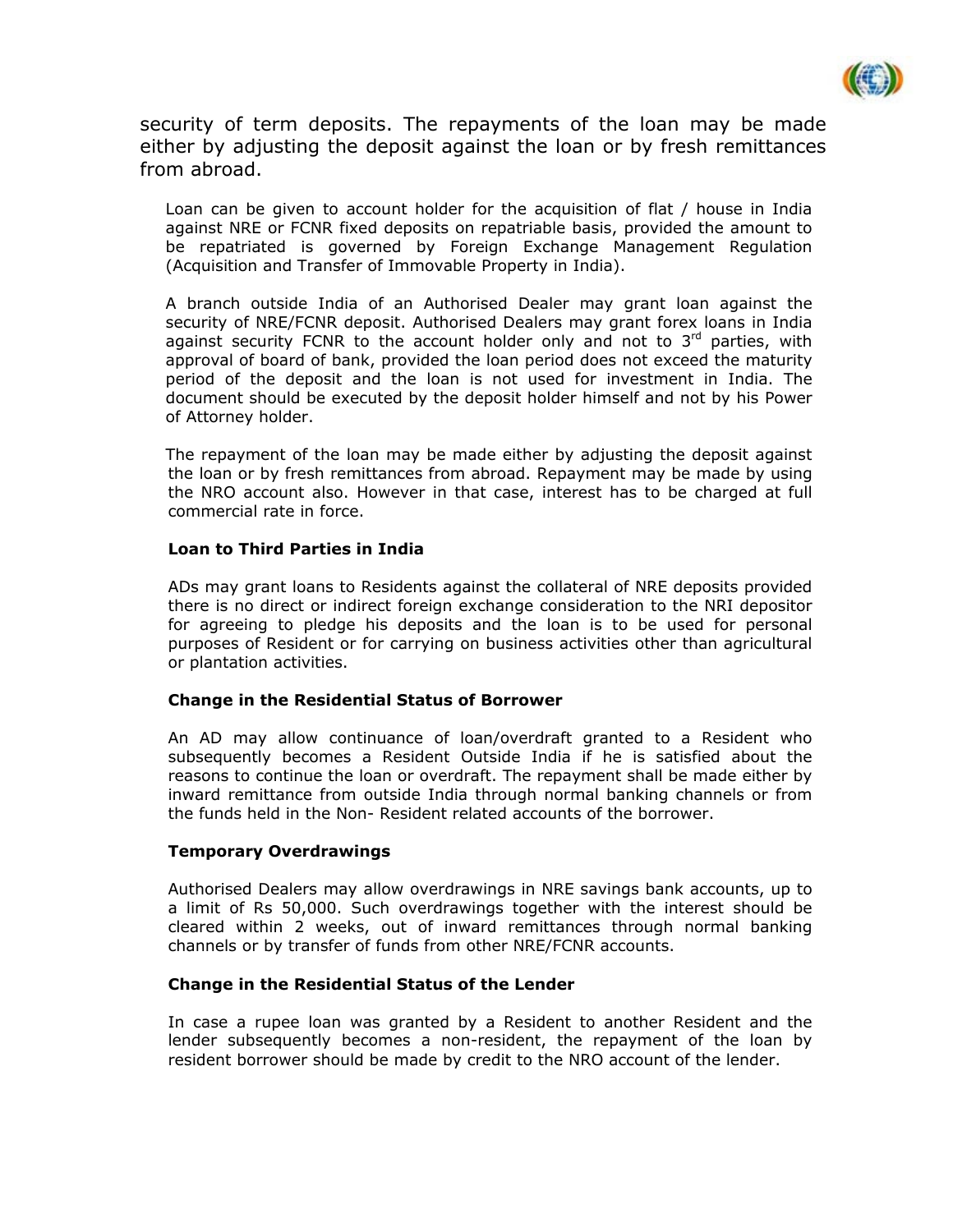security of term deposits. The repayments of the loan may be made either by adjusting the deposit against the loan or by fresh remittances from abroad.

Loan can be given to account holder for the acquisition of flat / house in India against NRE or FCNR fixed deposits on repatriable basis, provided the amount to be repatriated is governed by Foreign Exchange Management Regulation (Acquisition and Transfer of Immovable Property in India).

A branch outside India of an Authorised Dealer may grant loan against the security of NRE/FCNR deposit. Authorised Dealers may grant forex loans in India against security FCNR to the account holder only and not to 3rd parties, with approval of board of bank, provided the loan period does not exceed the maturity period of the deposit and the loan is not used for investment in India. The document should be executed by the deposit holder himself and not by his Power of Attorney holder.

The repayment of the loan may be made either by adjusting the deposit against the loan or by fresh remittances from abroad. Repayment may be made by using the NRO account also. However in that case, interest has to be charged at full commercial rate in force.

**Loan to Third Parties in India**

ADs may grant loans to Residents against the collateral of NRE deposits provided there is no direct or indirect foreign exchange consideration to the NRI depositor for agreeing to pledge his deposits and the loan is to be used for personal purposes of Resident or for carrying on business activities other than agricultural or plantation activities.

**Change in the Residential Status of Borrower**

An AD may allow continuance of loan/overdraft granted to a Resident who subsequently becomes a Resident Outside India if he is satisfied about the reasons to continue the loan or overdraft. The repayment shall be made either by inward remittance from outside India through normal banking channels or from the funds held in the Non- Resident related accounts of the borrower.

**Temporary Overdrawings**

Authorised Dealers may allow overdrawings in NRE savings bank accounts, up to a limit of Rs 50,000. Such overdrawings together with the interest should be cleared within 2 weeks, out of inward remittances through normal banking channels or by transfer of funds from other NRE/FCNR accounts.

**Change in the Residential Status of the Lender**

In case a rupee loan was granted by a Resident to another Resident and the lender subsequently becomes a non-resident, the repayment of the loan by resident borrower should be made by credit to the NRO account of the lender.